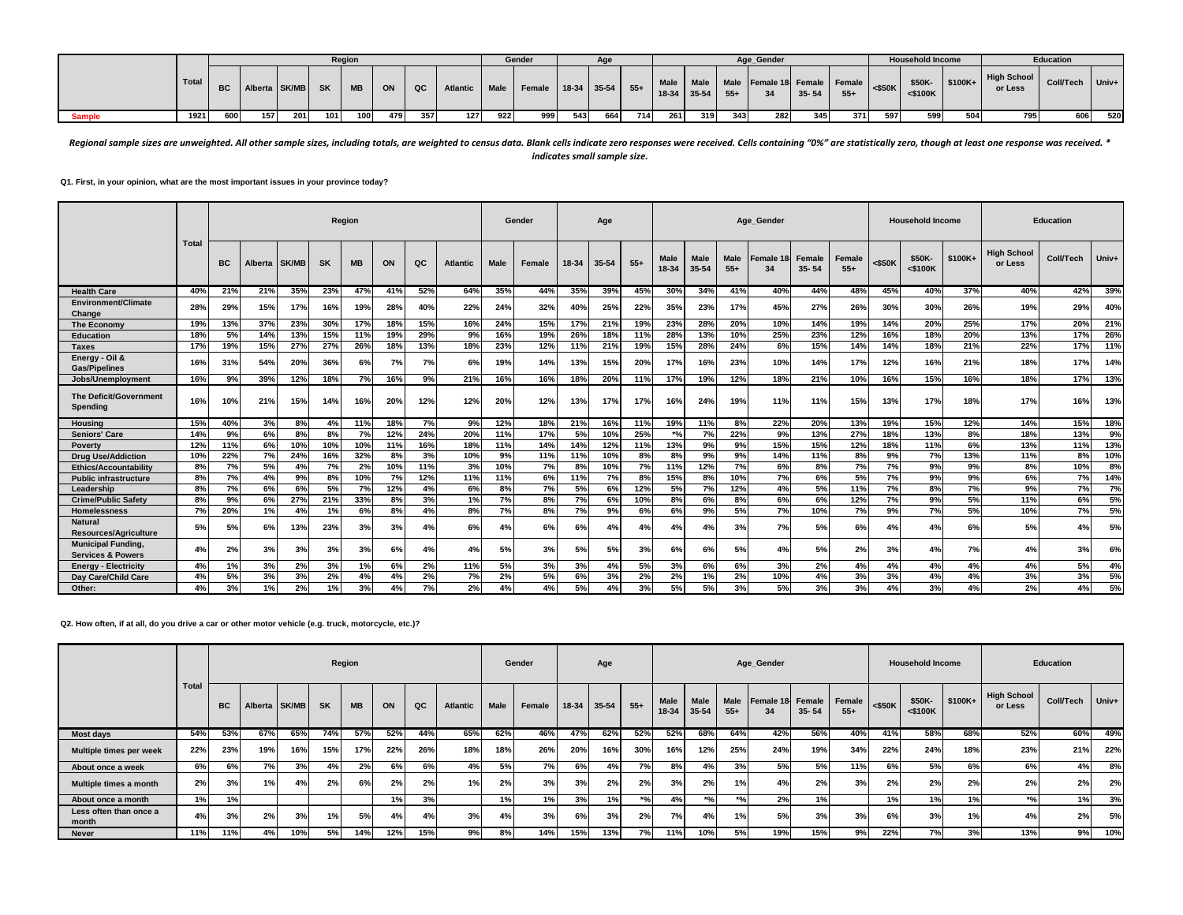| | Total | Region | | | | | | | | | Gender | | Age | | | Age_Gender | | | | | | Household Income | | | Education | | |
|---|---|---|---|---|---|---|---|---|---|---|---|---|---|---|---|---|---|---|---|---|---|---|---|---|---|---|---|
| | | BC | Alberta | SK/MB | SK | MB | ON | QC | Atlantic | Male | Female | 18-34 | 35-54 | 55+ | Male 18-34 | Male 35-54 | Male 55+ | Female 18-34 | Female 35- 54 | Female 55+ | <$50K | $50K-<$100K | $100K+ | High School or Less | Coll/Tech | Univ+ |
| Sample | 1921 | 600 | 157 | 201 | 101 | 100 | 479 | 357 | 127 | 922 | 999 | 543 | 664 | 714 | 261 | 319 | 343 | 282 | 345 | 371 | 597 | 599 | 504 | 795 | 606 | 520 |

*Regional sample sizes are unweighted. All other sample sizes, including totals, are weighted to census data. Blank cells indicate zero responses were received. Cells containing "0%" are statistically zero, though at least one response was received. * indicates small sample size.*

**Q1. First, in your opinion, what are the most important issues in your province today?**

| | Total | Region | | | | | | | | | Gender | | Age | | | Age_Gender | | | | | | Household Income | | | Education | | |
|---|---|---|---|---|---|---|---|---|---|---|---|---|---|---|---|---|---|---|---|---|---|---|---|---|---|---|---|
| | | BC | Alberta | SK/MB | SK | MB | ON | QC | Atlantic | Male | Female | 18-34 | 35-54 | 55+ | Male 18-34 | Male 35-54 | Male 55+ | Female 18-34 | Female 35- 54 | Female 55+ | <$50K | $50K-<$100K | $100K+ | High School or Less | Coll/Tech | Univ+ |
| Health Care | 40% | 21% | 21% | 35% | 23% | 47% | 41% | 52% | 64% | 35% | 44% | 35% | 39% | 45% | 30% | 34% | 41% | 40% | 44% | 48% | 45% | 40% | 37% | 40% | 42% | 39% |
| Environment/Climate Change | 28% | 29% | 15% | 17% | 16% | 19% | 28% | 40% | 22% | 24% | 32% | 40% | 25% | 22% | 35% | 23% | 17% | 45% | 27% | 26% | 30% | 30% | 26% | 19% | 29% | 40% |
| The Economy | 19% | 13% | 37% | 23% | 30% | 17% | 18% | 15% | 16% | 24% | 15% | 17% | 21% | 19% | 23% | 28% | 20% | 10% | 14% | 19% | 14% | 20% | 25% | 17% | 20% | 21% |
| Education | 18% | 5% | 14% | 13% | 15% | 11% | 19% | 29% | 9% | 16% | 19% | 26% | 18% | 11% | 28% | 13% | 10% | 25% | 23% | 12% | 16% | 18% | 20% | 13% | 17% | 26% |
| Taxes | 17% | 19% | 15% | 27% | 27% | 26% | 18% | 13% | 18% | 23% | 12% | 11% | 21% | 19% | 15% | 28% | 24% | 6% | 15% | 14% | 14% | 18% | 21% | 22% | 17% | 11% |
| Energy - Oil & Gas/Pipelines | 16% | 31% | 54% | 20% | 36% | 6% | 7% | 7% | 6% | 19% | 14% | 13% | 15% | 20% | 17% | 16% | 23% | 10% | 14% | 17% | 12% | 16% | 21% | 18% | 17% | 14% |
| Jobs/Unemployment | 16% | 9% | 39% | 12% | 18% | 7% | 16% | 9% | 21% | 16% | 16% | 18% | 20% | 11% | 17% | 19% | 12% | 18% | 21% | 10% | 16% | 15% | 16% | 18% | 17% | 13% |
| The Deficit/Government Spending | 16% | 10% | 21% | 15% | 14% | 16% | 20% | 12% | 12% | 20% | 12% | 13% | 17% | 17% | 16% | 24% | 19% | 11% | 11% | 15% | 13% | 17% | 18% | 17% | 16% | 13% |
| Housing | 15% | 40% | 3% | 8% | 4% | 11% | 18% | 7% | 9% | 12% | 18% | 21% | 16% | 11% | 19% | 11% | 8% | 22% | 20% | 13% | 19% | 15% | 12% | 14% | 15% | 18% |
| Seniors' Care | 14% | 9% | 6% | 8% | 8% | 7% | 12% | 24% | 20% | 11% | 17% | 5% | 10% | 25% | *% | 7% | 22% | 9% | 13% | 27% | 18% | 13% | 8% | 18% | 13% | 9% |
| Poverty | 12% | 11% | 6% | 10% | 10% | 10% | 11% | 16% | 18% | 11% | 14% | 14% | 12% | 11% | 13% | 9% | 9% | 15% | 15% | 12% | 18% | 11% | 6% | 13% | 11% | 13% |
| Drug Use/Addiction | 10% | 22% | 7% | 24% | 16% | 32% | 8% | 3% | 10% | 9% | 11% | 11% | 10% | 8% | 8% | 9% | 9% | 14% | 11% | 8% | 9% | 7% | 13% | 11% | 8% | 10% |
| Ethics/Accountability | 8% | 7% | 5% | 4% | 7% | 2% | 10% | 11% | 3% | 10% | 7% | 8% | 10% | 7% | 11% | 12% | 7% | 6% | 8% | 7% | 7% | 9% | 9% | 8% | 10% | 8% |
| Public infrastructure | 8% | 7% | 4% | 9% | 8% | 10% | 7% | 12% | 11% | 11% | 6% | 11% | 7% | 8% | 15% | 8% | 10% | 7% | 6% | 5% | 7% | 9% | 9% | 6% | 7% | 14% |
| Leadership | 8% | 7% | 6% | 6% | 5% | 7% | 12% | 4% | 6% | 8% | 7% | 5% | 6% | 12% | 5% | 7% | 12% | 4% | 5% | 11% | 7% | 8% | 7% | 9% | 7% | 7% |
| Crime/Public Safety | 8% | 9% | 6% | 27% | 21% | 33% | 8% | 3% | 1% | 7% | 8% | 7% | 6% | 10% | 8% | 6% | 8% | 6% | 6% | 12% | 7% | 9% | 5% | 11% | 6% | 5% |
| Homelessness | 7% | 20% | 1% | 4% | 1% | 6% | 8% | 4% | 8% | 7% | 8% | 7% | 9% | 6% | 6% | 9% | 5% | 7% | 10% | 7% | 9% | 7% | 5% | 10% | 7% | 5% |
| Natural Resources/Agriculture | 5% | 5% | 6% | 13% | 23% | 3% | 3% | 4% | 6% | 4% | 6% | 6% | 4% | 4% | 4% | 4% | 3% | 7% | 5% | 6% | 4% | 4% | 6% | 5% | 4% | 5% |
| Municipal Funding, Services & Powers | 4% | 2% | 3% | 3% | 3% | 3% | 6% | 4% | 4% | 5% | 3% | 5% | 5% | 3% | 6% | 6% | 5% | 4% | 5% | 2% | 3% | 4% | 7% | 4% | 3% | 6% |
| Energy - Electricity | 4% | 1% | 3% | 2% | 3% | 1% | 6% | 2% | 11% | 5% | 3% | 3% | 4% | 5% | 3% | 6% | 6% | 3% | 2% | 4% | 4% | 4% | 4% | 4% | 5% | 4% |
| Day Care/Child Care | 4% | 5% | 3% | 3% | 2% | 4% | 4% | 2% | 7% | 2% | 5% | 6% | 3% | 2% | 2% | 1% | 2% | 10% | 4% | 3% | 3% | 4% | 4% | 3% | 3% | 5% |
| Other: | 4% | 3% | 1% | 2% | 1% | 3% | 4% | 7% | 2% | 4% | 4% | 5% | 4% | 3% | 5% | 5% | 3% | 5% | 3% | 3% | 4% | 3% | 4% | 2% | 4% | 5% |

**Q2. How often, if at all, do you drive a car or other motor vehicle (e.g. truck, motorcycle, etc.)?**

| | Total | Region | | | | | | | | | Gender | | Age | | | Age_Gender | | | | | | Household Income | | | Education | | |
|---|---|---|---|---|---|---|---|---|---|---|---|---|---|---|---|---|---|---|---|---|---|---|---|---|---|---|---|
| | | BC | Alberta | SK/MB | SK | MB | ON | QC | Atlantic | Male | Female | 18-34 | 35-54 | 55+ | Male 18-34 | Male 35-54 | Male 55+ | Female 18-34 | Female 35- 54 | Female 55+ | <$50K | $50K-<$100K | $100K+ | High School or Less | Coll/Tech | Univ+ |
| Most days | 54% | 53% | 67% | 65% | 74% | 57% | 52% | 44% | 65% | 62% | 46% | 47% | 62% | 52% | 52% | 68% | 64% | 42% | 56% | 40% | 41% | 58% | 68% | 52% | 60% | 49% |
| Multiple times per week | 22% | 23% | 19% | 16% | 15% | 17% | 22% | 26% | 18% | 18% | 26% | 20% | 16% | 30% | 16% | 12% | 25% | 24% | 19% | 34% | 22% | 24% | 18% | 23% | 21% | 22% |
| About once a week | 6% | 6% | 7% | 3% | 4% | 2% | 6% | 6% | 4% | 5% | 7% | 6% | 4% | 7% | 8% | 4% | 3% | 5% | 5% | 11% | 6% | 5% | 6% | 6% | 4% | 8% |
| Multiple times a month | 2% | 3% | 1% | 4% | 2% | 6% | 2% | 2% | 1% | 2% | 3% | 3% | 2% | 2% | 3% | 2% | 1% | 4% | 2% | 3% | 2% | 2% | 2% | 2% | 2% | 2% |
| About once a month | 1% | 1% | | | | | 1% | 3% | | 1% | 1% | 3% | 1% | *% | 4% | *% | *% | 2% | 1% | | 1% | 1% | 1% | *% | 1% | 3% |
| Less often than once a month | 4% | 3% | 2% | 3% | 1% | 5% | 4% | 4% | 3% | 4% | 3% | 6% | 3% | 2% | 7% | 4% | 1% | 5% | 3% | 3% | 6% | 3% | 1% | 4% | 2% | 5% |
| Never | 11% | 11% | 4% | 10% | 5% | 14% | 12% | 15% | 9% | 8% | 14% | 15% | 13% | 7% | 11% | 10% | 5% | 19% | 15% | 9% | 22% | 7% | 3% | 13% | 9% | 10% |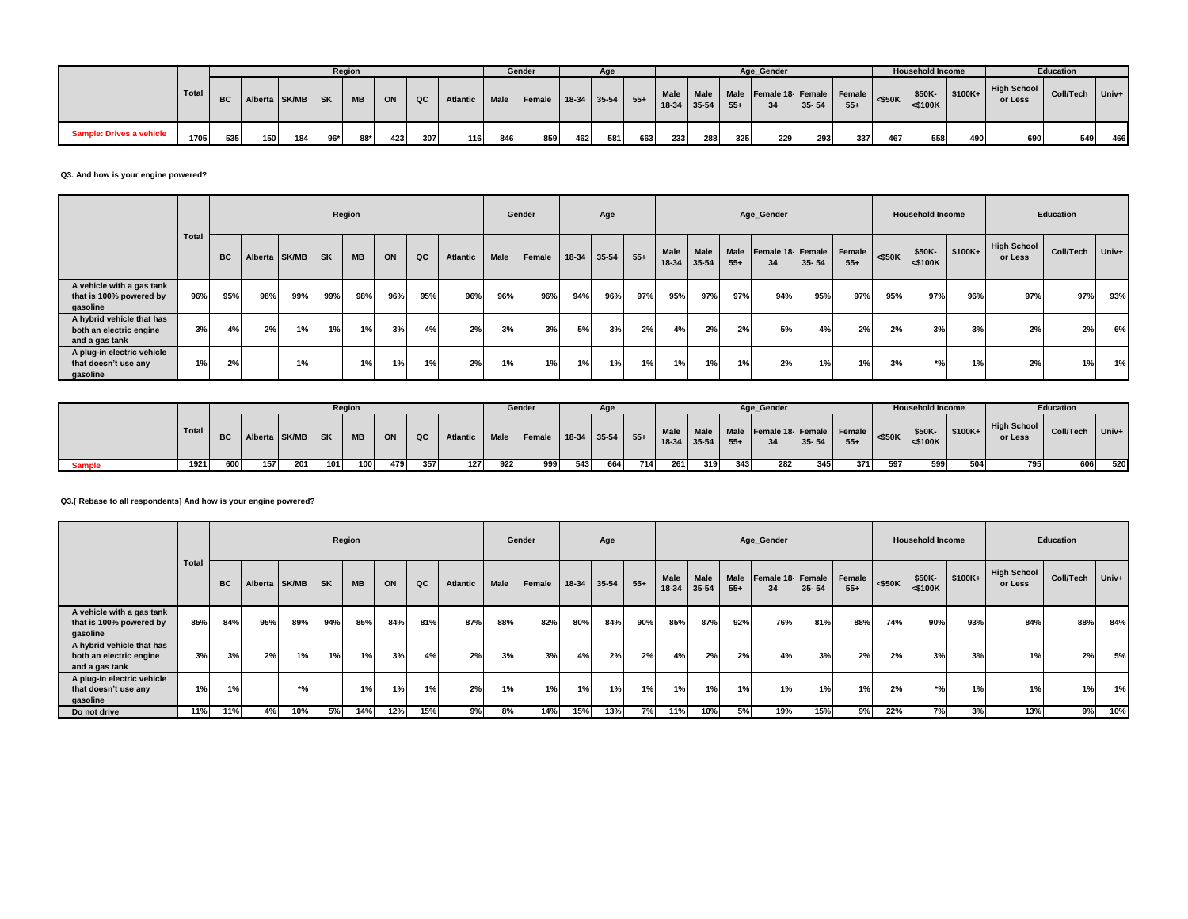| | Total | Region | | | | | | | | Gender | | Age | | | Age_Gender | | | | | | Household Income | | | Education | | |
|---|---|---|---|---|---|---|---|---|---|---|---|---|---|---|---|---|---|---|---|---|---|---|---|---|---|---|
| | | BC | Alberta | SK/MB | SK | MB | ON | QC | Atlantic | Male | Female | 18-34 | 35-54 | 55+ | Male 18-34 | Male 35-54 | Male 55+ | Female 18-34 | Female 35- 54 | Female 55+ | <$50K | $50K-<$100K | $100K+ | High School or Less | Coll/Tech | Univ+ |
| Sample: Drives a vehicle | 1705 | 535 | 150 | 184 | 96* | 88* | 423 | 307 | 116 | 846 | 859 | 462 | 581 | 663 | 233 | 288 | 325 | 229 | 293 | 337 | 467 | 558 | 490 | 690 | 549 | 466 |

**Q3. And how is your engine powered?**

| | Total | Region | | | | | | | | Gender | | Age | | | Age_Gender | | | | | | Household Income | | | Education | | |
|---|---|---|---|---|---|---|---|---|---|---|---|---|---|---|---|---|---|---|---|---|---|---|---|---|---|---|
| | | BC | Alberta | SK/MB | SK | MB | ON | QC | Atlantic | Male | Female | 18-34 | 35-54 | 55+ | Male 18-34 | Male 35-54 | Male 55+ | Female 18-34 | Female 35- 54 | Female 55+ | <$50K | $50K-<$100K | $100K+ | High School or Less | Coll/Tech | Univ+ |
| A vehicle with a gas tank that is 100% powered by gasoline | 96% | 95% | 98% | 99% | 99% | 98% | 96% | 95% | 96% | 96% | 96% | 94% | 96% | 97% | 95% | 97% | 97% | 94% | 95% | 97% | 95% | 97% | 96% | 97% | 97% | 93% |
| A hybrid vehicle that has both an electric engine and a gas tank | 3% | 4% | 2% | 1% | 1% | 1% | 3% | 4% | 2% | 3% | 3% | 5% | 3% | 2% | 4% | 2% | 2% | 5% | 4% | 2% | 2% | 3% | 3% | 2% | 2% | 6% |
| A plug-in electric vehicle that doesn't use any gasoline | 1% | 2% | | 1% | | 1% | 1% | 1% | 2% | 1% | 1% | 1% | 1% | 1% | 1% | 1% | 1% | 2% | 1% | 1% | 3% | *% | 1% | 2% | 1% | 1% |

| | Total | Region | | | | | | | | Gender | | Age | | | Age_Gender | | | | | | Household Income | | | Education | | |
|---|---|---|---|---|---|---|---|---|---|---|---|---|---|---|---|---|---|---|---|---|---|---|---|---|---|---|
| | | BC | Alberta | SK/MB | SK | MB | ON | QC | Atlantic | Male | Female | 18-34 | 35-54 | 55+ | Male 18-34 | Male 35-54 | Male 55+ | Female 18-34 | Female 35- 54 | Female 55+ | <$50K | $50K-<$100K | $100K+ | High School or Less | Coll/Tech | Univ+ |
| Sample | 1921 | 600 | 157 | 201 | 101 | 100 | 479 | 357 | 127 | 922 | 999 | 543 | 664 | 714 | 261 | 319 | 343 | 282 | 345 | 371 | 597 | 599 | 504 | 795 | 606 | 520 |

**Q3.[ Rebase to all respondents] And how is your engine powered?**

| | Total | Region | | | | | | | | Gender | | Age | | | Age_Gender | | | | | | Household Income | | | Education | | |
|---|---|---|---|---|---|---|---|---|---|---|---|---|---|---|---|---|---|---|---|---|---|---|---|---|---|---|
| | | BC | Alberta | SK/MB | SK | MB | ON | QC | Atlantic | Male | Female | 18-34 | 35-54 | 55+ | Male 18-34 | Male 35-54 | Male 55+ | Female 18-34 | Female 35- 54 | Female 55+ | <$50K | $50K-<$100K | $100K+ | High School or Less | Coll/Tech | Univ+ |
| A vehicle with a gas tank that is 100% powered by gasoline | 85% | 84% | 95% | 89% | 94% | 85% | 84% | 81% | 87% | 88% | 82% | 80% | 84% | 90% | 85% | 87% | 92% | 76% | 81% | 88% | 74% | 90% | 93% | 84% | 88% | 84% |
| A hybrid vehicle that has both an electric engine and a gas tank | 3% | 3% | 2% | 1% | 1% | 1% | 3% | 4% | 2% | 3% | 3% | 4% | 2% | 2% | 4% | 2% | 2% | 4% | 3% | 2% | 2% | 3% | 3% | 1% | 2% | 5% |
| A plug-in electric vehicle that doesn't use any gasoline | 1% | 1% | | *% | | 1% | 1% | 1% | 2% | 1% | 1% | 1% | 1% | 1% | 1% | 1% | 1% | 1% | 1% | 1% | 2% | *% | 1% | 1% | 1% | 1% |
| Do not drive | 11% | 11% | 4% | 10% | 5% | 14% | 12% | 15% | 9% | 8% | 14% | 15% | 13% | 7% | 11% | 10% | 5% | 19% | 15% | 9% | 22% | 7% | 3% | 13% | 9% | 10% |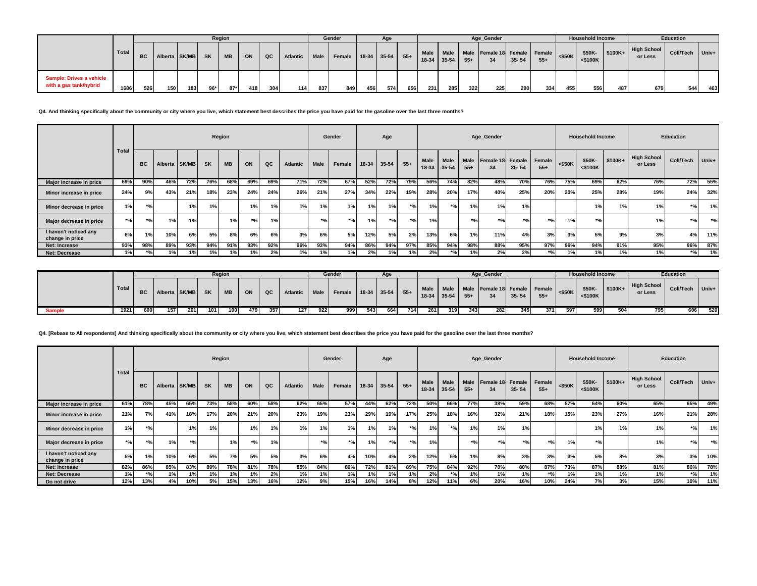| | Total | Region | | | | | | | | Gender | | Age | | | Age_Gender | | | | | | Household Income | | | Education | | |
|---|---|---|---|---|---|---|---|---|---|---|---|---|---|---|---|---|---|---|---|---|---|---|---|---|---|---|
| | | BC | Alberta | SK/MB | SK | MB | ON | QC | Atlantic | Male | Female | 18-34 | 35-54 | 55+ | Male 18-34 | Male 35-54 | Male 55+ | Female 18-34 | Female 35- 54 | Female 55+ | <$50K | $50K-<$100K | $100K+ | High School or Less | Coll/Tech | Univ+ |
| Sample: Drives a vehicle with a gas tank/hybrid | 1686 | 526 | 150 | 183 | 96* | 87* | 418 | 304 | 114 | 837 | 849 | 456 | 574 | 656 | 231 | 285 | 322 | 225 | 290 | 334 | 455 | 556 | 487 | 679 | 544 | 463 |

**Q4. And thinking specifically about the community or city where you live, which statement best describes the price you have paid for the gasoline over the last three months?**

| | Total | Region | | | | | | | | Gender | | Age | | | Age_Gender | | | | | | Household Income | | | Education | | |
|---|---|---|---|---|---|---|---|---|---|---|---|---|---|---|---|---|---|---|---|---|---|---|---|---|---|---|
| | | BC | Alberta | SK/MB | SK | MB | ON | QC | Atlantic | Male | Female | 18-34 | 35-54 | 55+ | Male 18-34 | Male 35-54 | Male 55+ | Female 18-34 | Female 35- 54 | Female 55+ | <$50K | $50K-<$100K | $100K+ | High School or Less | Coll/Tech | Univ+ |
| Major increase in price | 69% | 90% | 46% | 72% | 76% | 68% | 69% | 69% | 71% | 72% | 67% | 52% | 72% | 79% | 56% | 74% | 82% | 48% | 70% | 76% | 75% | 69% | 62% | 76% | 72% | 55% |
| Minor increase in price | 24% | 9% | 43% | 21% | 18% | 23% | 24% | 24% | 26% | 21% | 27% | 34% | 22% | 19% | 28% | 20% | 17% | 40% | 25% | 20% | 20% | 25% | 28% | 19% | 24% | 32% |
| Minor decrease in price | 1% | *% | | 1% | 1% | | 1% | 1% | 1% | 1% | 1% | 1% | 1% | *% | 1% | *% | 1% | 1% | 1% | | | 1% | 1% | 1% | *% | 1% |
| Major decrease in price | *% | *% | 1% | 1% | | 1% | *% | 1% | | *% | *% | 1% | *% | *% | 1% | | *% | *% | *% | *% | 1% | *% | | 1% | *% | *% |
| I haven't noticed any change in price | 6% | 1% | 10% | 6% | 5% | 8% | 6% | 6% | 3% | 6% | 5% | 12% | 5% | 2% | 13% | 6% | 1% | 11% | 4% | 3% | 3% | 5% | 9% | 3% | 4% | 11% |
| Net: Increase | 93% | 98% | 89% | 93% | 94% | 91% | 93% | 92% | 96% | 93% | 94% | 86% | 94% | 97% | 85% | 94% | 98% | 88% | 95% | 97% | 96% | 94% | 91% | 95% | 96% | 87% |
| Net: Decrease | 1% | *% | 1% | 1% | 1% | 1% | 1% | 2% | 1% | 1% | 1% | 2% | 1% | 1% | 2% | *% | 1% | 2% | 2% | *% | 1% | 1% | 1% | 1% | *% | 1% |

| | Total | Region | | | | | | | | Gender | | Age | | | Age_Gender | | | | | | Household Income | | | Education | | |
|---|---|---|---|---|---|---|---|---|---|---|---|---|---|---|---|---|---|---|---|---|---|---|---|---|---|---|
| | | BC | Alberta | SK/MB | SK | MB | ON | QC | Atlantic | Male | Female | 18-34 | 35-54 | 55+ | Male 18-34 | Male 35-54 | Male 55+ | Female 18-34 | Female 35- 54 | Female 55+ | <$50K | $50K-<$100K | $100K+ | High School or Less | Coll/Tech | Univ+ |
| Sample | 1921 | 600 | 157 | 201 | 101 | 100 | 479 | 357 | 127 | 922 | 999 | 543 | 664 | 714 | 261 | 319 | 343 | 282 | 345 | 371 | 597 | 599 | 504 | 795 | 606 | 520 |

**Q4. [Rebase to All respondents] And thinking specifically about the community or city where you live, which statement best describes the price you have paid for the gasoline over the last three months?**

| | Total | Region | | | | | | | | Gender | | Age | | | Age_Gender | | | | | | Household Income | | | Education | | |
|---|---|---|---|---|---|---|---|---|---|---|---|---|---|---|---|---|---|---|---|---|---|---|---|---|---|---|
| | | BC | Alberta | SK/MB | SK | MB | ON | QC | Atlantic | Male | Female | 18-34 | 35-54 | 55+ | Male 18-34 | Male 35-54 | Male 55+ | Female 18-34 | Female 35- 54 | Female 55+ | <$50K | $50K-<$100K | $100K+ | High School or Less | Coll/Tech | Univ+ |
| Major increase in price | 61% | 78% | 45% | 65% | 73% | 58% | 60% | 58% | 62% | 65% | 57% | 44% | 62% | 72% | 50% | 66% | 77% | 38% | 59% | 68% | 57% | 64% | 60% | 65% | 65% | 49% |
| Minor increase in price | 21% | 7% | 41% | 18% | 17% | 20% | 21% | 20% | 23% | 19% | 23% | 29% | 19% | 17% | 25% | 18% | 16% | 32% | 21% | 18% | 15% | 23% | 27% | 16% | 21% | 28% |
| Minor decrease in price | 1% | *% | | 1% | 1% | | 1% | 1% | 1% | 1% | 1% | 1% | 1% | *% | 1% | *% | 1% | 1% | 1% | | | 1% | 1% | 1% | *% | 1% |
| Major decrease in price | *% | *% | 1% | *% | | 1% | *% | 1% | | *% | *% | 1% | *% | *% | 1% | | *% | *% | *% | *% | 1% | *% | | 1% | *% | *% |
| I haven't noticed any change in price | 5% | 1% | 10% | 6% | 5% | 7% | 5% | 5% | 3% | 6% | 4% | 10% | 4% | 2% | 12% | 5% | 1% | 8% | 3% | 3% | 3% | 5% | 8% | 3% | 3% | 10% |
| Net: Increase | 82% | 86% | 85% | 83% | 89% | 78% | 81% | 78% | 85% | 84% | 80% | 72% | 81% | 89% | 75% | 84% | 92% | 70% | 80% | 87% | 73% | 87% | 88% | 81% | 86% | 78% |
| Net: Decrease | 1% | *% | 1% | 1% | 1% | 1% | 1% | 2% | 1% | 1% | 1% | 1% | 1% | 1% | 2% | *% | 1% | 1% | 1% | *% | 1% | 1% | 1% | 1% | *% | 1% |
| Do not drive | 12% | 13% | 4% | 10% | 5% | 15% | 13% | 16% | 12% | 9% | 15% | 16% | 14% | 8% | 12% | 11% | 6% | 20% | 16% | 10% | 24% | 7% | 3% | 15% | 10% | 11% |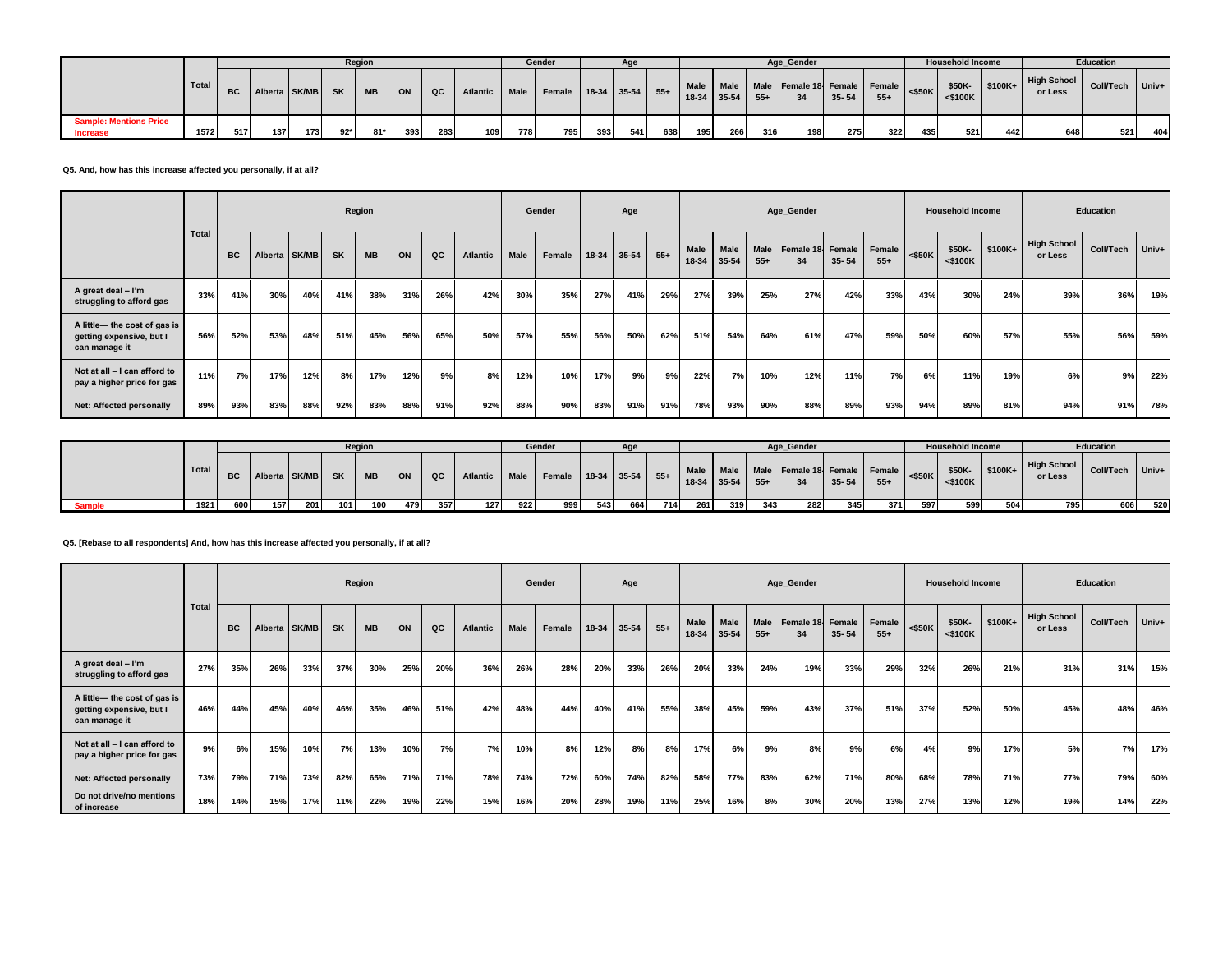| | Total | Region | | | | | | | | Gender | | Age | | | Age_Gender | | | | | | Household Income | | | Education | | |
|---|---|---|---|---|---|---|---|---|---|---|---|---|---|---|---|---|---|---|---|---|---|---|---|---|---|---|
| | | BC | Alberta | SK/MB | SK | MB | ON | QC | Atlantic | Male | Female | 18-34 | 35-54 | 55+ | Male 18-34 | Male 35-54 | Male 55+ | Female 18-34 | Female 35- 54 | Female 55+ | <$50K | $50K-<$100K | $100K+ | High School or Less | Coll/Tech | Univ+ |
| Sample: Mentions Price Increase | 1572 | 517 | 137 | 173 | 92* | 81* | 393 | 283 | 109 | 778 | 795 | 393 | 541 | 638 | 195 | 266 | 316 | 198 | 275 | 322 | 435 | 521 | 442 | 648 | 521 | 404 |

**Q5. And, how has this increase affected you personally, if at all?**

| | Total | Region | | | | | | | | Gender | | Age | | | Age_Gender | | | | | | Household Income | | | Education | | |
|---|---|---|---|---|---|---|---|---|---|---|---|---|---|---|---|---|---|---|---|---|---|---|---|---|---|---|
| | | BC | Alberta | SK/MB | SK | MB | ON | QC | Atlantic | Male | Female | 18-34 | 35-54 | 55+ | Male 18-34 | Male 35-54 | Male 55+ | Female 18-34 | Female 35- 54 | Female 55+ | <$50K | $50K-<$100K | $100K+ | High School or Less | Coll/Tech | Univ+ |
| A great deal – I'm struggling to afford gas | 33% | 41% | 30% | 40% | 41% | 38% | 31% | 26% | 42% | 30% | 35% | 27% | 41% | 29% | 27% | 39% | 25% | 27% | 42% | 33% | 43% | 30% | 24% | 39% | 36% | 19% |
| A little— the cost of gas is getting expensive, but I can manage it | 56% | 52% | 53% | 48% | 51% | 45% | 56% | 65% | 50% | 57% | 55% | 56% | 50% | 62% | 51% | 54% | 64% | 61% | 47% | 59% | 50% | 60% | 57% | 55% | 56% | 59% |
| Not at all – I can afford to pay a higher price for gas | 11% | 7% | 17% | 12% | 8% | 17% | 12% | 9% | 8% | 12% | 10% | 17% | 9% | 9% | 22% | 7% | 10% | 12% | 11% | 7% | 6% | 11% | 19% | 6% | 9% | 22% |
| Net: Affected personally | 89% | 93% | 83% | 88% | 92% | 83% | 88% | 91% | 92% | 88% | 90% | 83% | 91% | 91% | 78% | 93% | 90% | 88% | 89% | 93% | 94% | 89% | 81% | 94% | 91% | 78% |

| | Total | Region | | | | | | | | Gender | | Age | | | Age_Gender | | | | | | Household Income | | | Education | | |
|---|---|---|---|---|---|---|---|---|---|---|---|---|---|---|---|---|---|---|---|---|---|---|---|---|---|---|
| | | BC | Alberta | SK/MB | SK | MB | ON | QC | Atlantic | Male | Female | 18-34 | 35-54 | 55+ | Male 18-34 | Male 35-54 | Male 55+ | Female 18-34 | Female 35- 54 | Female 55+ | <$50K | $50K-<$100K | $100K+ | High School or Less | Coll/Tech | Univ+ |
| Sample | 1921 | 600 | 157 | 201 | 101 | 100 | 479 | 357 | 127 | 922 | 999 | 543 | 664 | 714 | 261 | 319 | 343 | 282 | 345 | 371 | 597 | 599 | 504 | 795 | 606 | 520 |

**Q5. [Rebase to all respondents] And, how has this increase affected you personally, if at all?**

| | Total | Region | | | | | | | | Gender | | Age | | | Age_Gender | | | | | | Household Income | | | Education | | |
|---|---|---|---|---|---|---|---|---|---|---|---|---|---|---|---|---|---|---|---|---|---|---|---|---|---|---|
| | | BC | Alberta | SK/MB | SK | MB | ON | QC | Atlantic | Male | Female | 18-34 | 35-54 | 55+ | Male 18-34 | Male 35-54 | Male 55+ | Female 18-34 | Female 35- 54 | Female 55+ | <$50K | $50K-<$100K | $100K+ | High School or Less | Coll/Tech | Univ+ |
| A great deal – I'm struggling to afford gas | 27% | 35% | 26% | 33% | 37% | 30% | 25% | 20% | 36% | 26% | 28% | 20% | 33% | 26% | 20% | 33% | 24% | 19% | 33% | 29% | 32% | 26% | 21% | 31% | 31% | 15% |
| A little— the cost of gas is getting expensive, but I can manage it | 46% | 44% | 45% | 40% | 46% | 35% | 46% | 51% | 42% | 48% | 44% | 40% | 41% | 55% | 38% | 45% | 59% | 43% | 37% | 51% | 37% | 52% | 50% | 45% | 48% | 46% |
| Not at all – I can afford to pay a higher price for gas | 9% | 6% | 15% | 10% | 7% | 13% | 10% | 7% | 7% | 10% | 8% | 12% | 8% | 8% | 17% | 6% | 9% | 8% | 9% | 6% | 4% | 9% | 17% | 5% | 7% | 17% |
| Net: Affected personally | 73% | 79% | 71% | 73% | 82% | 65% | 71% | 71% | 78% | 74% | 72% | 60% | 74% | 82% | 58% | 77% | 83% | 62% | 71% | 80% | 68% | 78% | 71% | 77% | 79% | 60% |
| Do not drive/no mentions of increase | 18% | 14% | 15% | 17% | 11% | 22% | 19% | 22% | 15% | 16% | 20% | 28% | 19% | 11% | 25% | 16% | 8% | 30% | 20% | 13% | 27% | 13% | 12% | 19% | 14% | 22% |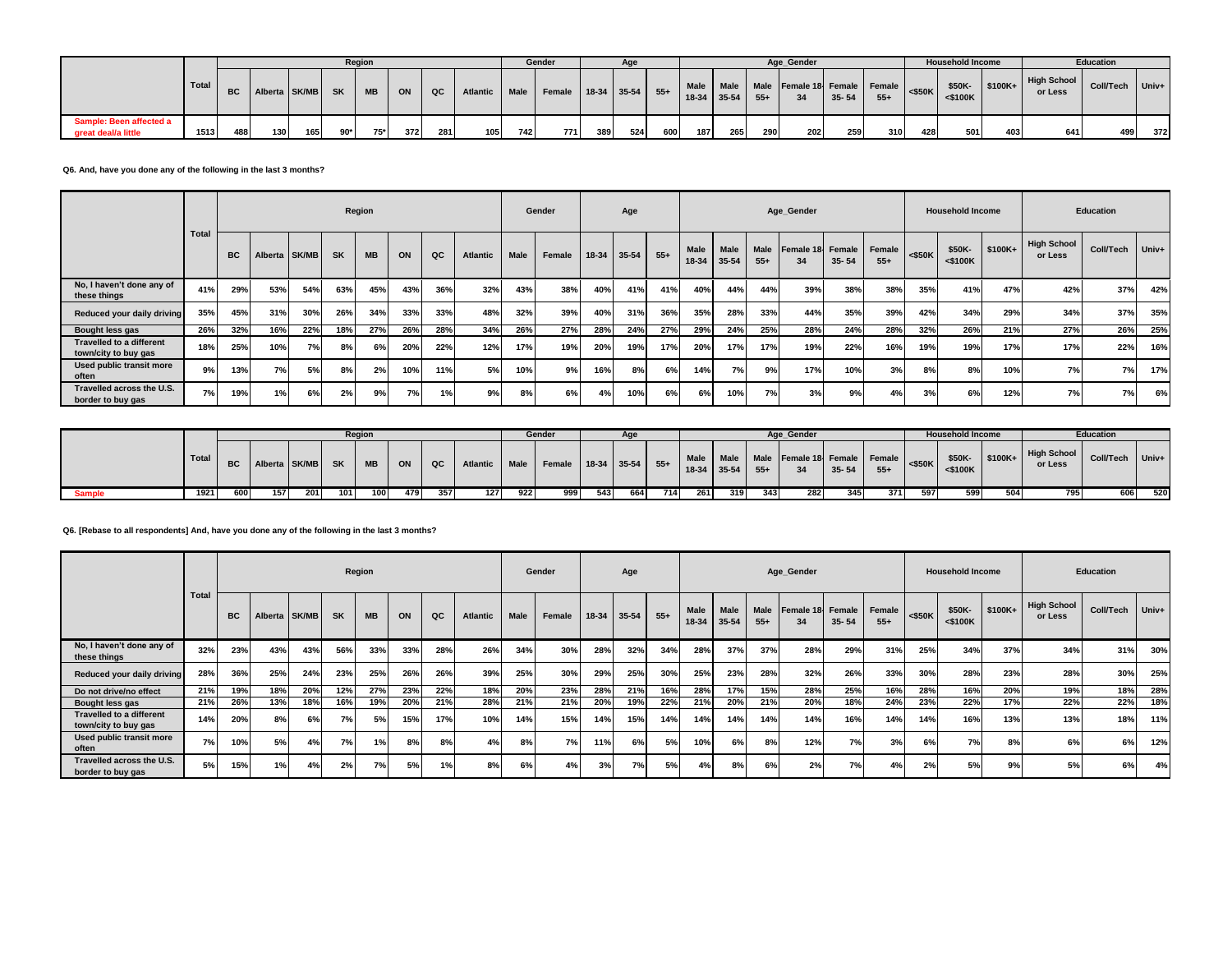| | Total | Region | | | | | | | | Gender | | Age | | | Age_Gender | | | | | | Household Income | | | Education | | |
|---|---|---|---|---|---|---|---|---|---|---|---|---|---|---|---|---|---|---|---|---|---|---|---|---|---|---|
| | | BC | Alberta | SK/MB | SK | MB | ON | QC | Atlantic | Male | Female | 18-34 | 35-54 | 55+ | Male 18-34 | Male 35-54 | Male 55+ | Female 18-34 | Female 35- 54 | Female 55+ | <$50K | $50K- <$100K | $100K+ | High School or Less | Coll/Tech | Univ+ |
| Sample: Been affected a great deal/a little | 1513 | 488 | 130 | 165 | 90* | 75* | 372 | 281 | 105 | 742 | 771 | 389 | 524 | 600 | 187 | 265 | 290 | 202 | 259 | 310 | 428 | 501 | 403 | 641 | 499 | 372 |

**Q6. And, have you done any of the following in the last 3 months?**

| | Total | Region | | | | | | | | Gender | | Age | | | Age_Gender | | | | | | Household Income | | | Education | | |
|---|---|---|---|---|---|---|---|---|---|---|---|---|---|---|---|---|---|---|---|---|---|---|---|---|---|---|
| | | BC | Alberta | SK/MB | SK | MB | ON | QC | Atlantic | Male | Female | 18-34 | 35-54 | 55+ | Male 18-34 | Male 35-54 | Male 55+ | Female 18-34 | Female 35- 54 | Female 55+ | <$50K | $50K- <$100K | $100K+ | High School or Less | Coll/Tech | Univ+ |
| No, I haven't done any of these things | 41% | 29% | 53% | 54% | 63% | 45% | 43% | 36% | 32% | 43% | 38% | 40% | 41% | 41% | 40% | 44% | 44% | 39% | 38% | 38% | 35% | 41% | 47% | 42% | 37% | 42% |
| Reduced your daily driving | 35% | 45% | 31% | 30% | 26% | 34% | 33% | 33% | 48% | 32% | 39% | 40% | 31% | 36% | 35% | 28% | 33% | 44% | 35% | 39% | 42% | 34% | 29% | 34% | 37% | 35% |
| Bought less gas | 26% | 32% | 16% | 22% | 18% | 27% | 26% | 28% | 34% | 26% | 27% | 28% | 24% | 27% | 29% | 24% | 25% | 28% | 24% | 28% | 32% | 26% | 21% | 27% | 26% | 25% |
| Travelled to a different town/city to buy gas | 18% | 25% | 10% | 7% | 8% | 6% | 20% | 22% | 12% | 17% | 19% | 20% | 19% | 17% | 20% | 17% | 17% | 19% | 22% | 16% | 19% | 19% | 17% | 17% | 22% | 16% |
| Used public transit more often | 9% | 13% | 7% | 5% | 8% | 2% | 10% | 11% | 5% | 10% | 9% | 16% | 8% | 6% | 14% | 7% | 9% | 17% | 10% | 3% | 8% | 8% | 10% | 7% | 7% | 17% |
| Travelled across the U.S. border to buy gas | 7% | 19% | 1% | 6% | 2% | 9% | 7% | 1% | 9% | 8% | 6% | 4% | 10% | 6% | 6% | 10% | 7% | 3% | 9% | 4% | 3% | 6% | 12% | 7% | 7% | 6% |

| | Total | Region | | | | | | | | Gender | | Age | | | Age_Gender | | | | | | Household Income | | | Education | | |
|---|---|---|---|---|---|---|---|---|---|---|---|---|---|---|---|---|---|---|---|---|---|---|---|---|---|---|
| | | BC | Alberta | SK/MB | SK | MB | ON | QC | Atlantic | Male | Female | 18-34 | 35-54 | 55+ | Male 18-34 | Male 35-54 | Male 55+ | Female 18-34 | Female 35- 54 | Female 55+ | <$50K | $50K- <$100K | $100K+ | High School or Less | Coll/Tech | Univ+ |
| Sample | 1921 | 600 | 157 | 201 | 101 | 100 | 479 | 357 | 127 | 922 | 999 | 543 | 664 | 714 | 261 | 319 | 343 | 282 | 345 | 371 | 597 | 599 | 504 | 795 | 606 | 520 |

**Q6. [Rebase to all respondents] And, have you done any of the following in the last 3 months?**

| | Total | Region | | | | | | | | Gender | | Age | | | Age_Gender | | | | | | Household Income | | | Education | | |
|---|---|---|---|---|---|---|---|---|---|---|---|---|---|---|---|---|---|---|---|---|---|---|---|---|---|---|
| | | BC | Alberta | SK/MB | SK | MB | ON | QC | Atlantic | Male | Female | 18-34 | 35-54 | 55+ | Male 18-34 | Male 35-54 | Male 55+ | Female 18-34 | Female 35- 54 | Female 55+ | <$50K | $50K- <$100K | $100K+ | High School or Less | Coll/Tech | Univ+ |
| No, I haven't done any of these things | 32% | 23% | 43% | 43% | 56% | 33% | 33% | 28% | 26% | 34% | 30% | 28% | 32% | 34% | 28% | 37% | 37% | 28% | 29% | 31% | 25% | 34% | 37% | 34% | 31% | 30% |
| Reduced your daily driving | 28% | 36% | 25% | 24% | 23% | 25% | 26% | 26% | 39% | 25% | 30% | 29% | 25% | 30% | 25% | 23% | 28% | 32% | 26% | 33% | 30% | 28% | 23% | 28% | 30% | 25% |
| Do not drive/no effect | 21% | 19% | 18% | 20% | 12% | 27% | 23% | 22% | 18% | 20% | 23% | 28% | 21% | 16% | 28% | 17% | 15% | 28% | 25% | 16% | 28% | 16% | 20% | 19% | 18% | 28% |
| Bought less gas | 21% | 26% | 13% | 18% | 16% | 19% | 20% | 21% | 28% | 21% | 21% | 20% | 19% | 22% | 21% | 20% | 21% | 20% | 18% | 24% | 23% | 22% | 17% | 22% | 22% | 18% |
| Travelled to a different town/city to buy gas | 14% | 20% | 8% | 6% | 7% | 5% | 15% | 17% | 10% | 14% | 15% | 14% | 15% | 14% | 14% | 14% | 14% | 14% | 16% | 14% | 14% | 16% | 13% | 13% | 18% | 11% |
| Used public transit more often | 7% | 10% | 5% | 4% | 7% | 1% | 8% | 8% | 4% | 8% | 7% | 11% | 6% | 5% | 10% | 6% | 8% | 12% | 7% | 3% | 6% | 7% | 8% | 6% | 6% | 12% |
| Travelled across the U.S. border to buy gas | 5% | 15% | 1% | 4% | 2% | 7% | 5% | 1% | 8% | 6% | 4% | 3% | 7% | 5% | 4% | 8% | 6% | 2% | 7% | 4% | 2% | 5% | 9% | 5% | 6% | 4% |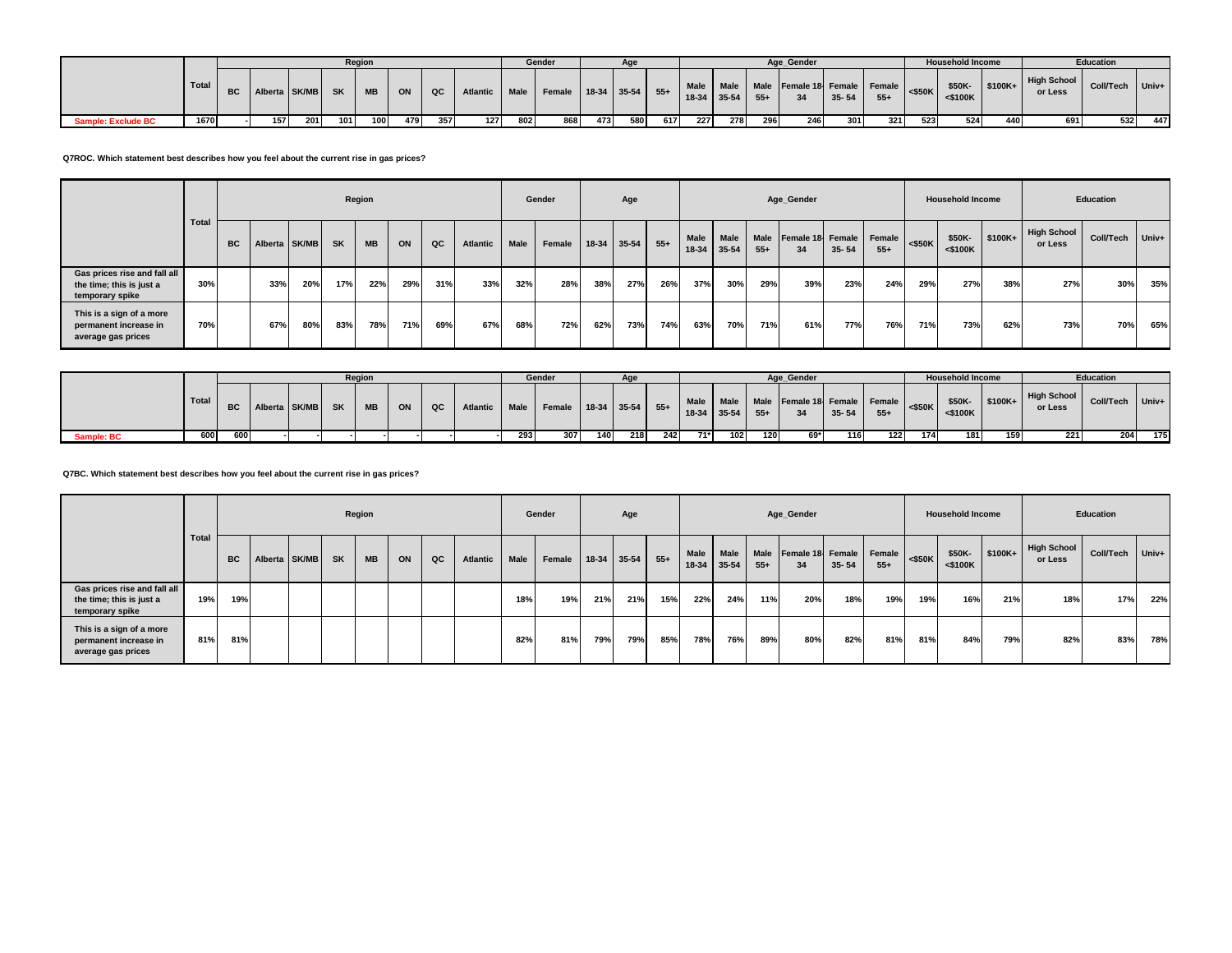| | Total | Region | | | | | | | | Gender | | Age | | | Age_Gender | | | | | | Household Income | | | Education | | |
|---|---|---|---|---|---|---|---|---|---|---|---|---|---|---|---|---|---|---|---|---|---|---|---|---|---|---|
| | | BC | Alberta | SK/MB | SK | MB | ON | QC | Atlantic | Male | Female | 18-34 | 35-54 | 55+ | Male 18-34 | Male 35-54 | Male 55+ | Female 18-34 | Female 35- 54 | Female 55+ | <$50K | $50K-<$100K | $100K+ | High School or Less | Coll/Tech | Univ+ |
| Sample: Exclude BC | 1670 | - | 157 | 201 | 101 | 100 | 479 | 357 | 127 | 802 | 868 | 473 | 580 | 617 | 227 | 278 | 296 | 246 | 301 | 321 | 523 | 524 | 440 | 691 | 532 | 447 |

**Q7ROC. Which statement best describes how you feel about the current rise in gas prices?**

| | Total | Region | | | | | | | | Gender | | Age | | | Age_Gender | | | | | | Household Income | | | Education | | |
|---|---|---|---|---|---|---|---|---|---|---|---|---|---|---|---|---|---|---|---|---|---|---|---|---|---|---|
| | | BC | Alberta | SK/MB | SK | MB | ON | QC | Atlantic | Male | Female | 18-34 | 35-54 | 55+ | Male 18-34 | Male 35-54 | Male 55+ | Female 18-34 | Female 35- 54 | Female 55+ | <$50K | $50K-<$100K | $100K+ | High School or Less | Coll/Tech | Univ+ |
| Gas prices rise and fall all the time; this is just a temporary spike | 30% | | 33% | 20% | 17% | 22% | 29% | 31% | 33% | 32% | 28% | 38% | 27% | 26% | 37% | 30% | 29% | 39% | 23% | 24% | 29% | 27% | 38% | 27% | 30% | 35% |
| This is a sign of a more permanent increase in average gas prices | 70% | | 67% | 80% | 83% | 78% | 71% | 69% | 67% | 68% | 72% | 62% | 73% | 74% | 63% | 70% | 71% | 61% | 77% | 76% | 71% | 73% | 62% | 73% | 70% | 65% |

| | Total | Region | | | | | | | | Gender | | Age | | | Age_Gender | | | | | | Household Income | | | Education | | |
|---|---|---|---|---|---|---|---|---|---|---|---|---|---|---|---|---|---|---|---|---|---|---|---|---|---|---|
| | | BC | Alberta | SK/MB | SK | MB | ON | QC | Atlantic | Male | Female | 18-34 | 35-54 | 55+ | Male 18-34 | Male 35-54 | Male 55+ | Female 18-34 | Female 35- 54 | Female 55+ | <$50K | $50K-<$100K | $100K+ | High School or Less | Coll/Tech | Univ+ |
| Sample: BC | 600 | 600 | - | - | - | - | - | - | - | 293 | 307 | 140 | 218 | 242 | 71* | 102 | 120 | 69* | 116 | 122 | 174 | 181 | 159 | 221 | 204 | 175 |

**Q7BC. Which statement best describes how you feel about the current rise in gas prices?**

| | Total | Region | | | | | | | | Gender | | Age | | | Age_Gender | | | | | | Household Income | | | Education | | |
|---|---|---|---|---|---|---|---|---|---|---|---|---|---|---|---|---|---|---|---|---|---|---|---|---|---|---|
| | | BC | Alberta | SK/MB | SK | MB | ON | QC | Atlantic | Male | Female | 18-34 | 35-54 | 55+ | Male 18-34 | Male 35-54 | Male 55+ | Female 18-34 | Female 35- 54 | Female 55+ | <$50K | $50K-<$100K | $100K+ | High School or Less | Coll/Tech | Univ+ |
| Gas prices rise and fall all the time; this is just a temporary spike | 19% | 19% | | | | | | | | 18% | 19% | 21% | 21% | 15% | 22% | 24% | 11% | 20% | 18% | 19% | 19% | 16% | 21% | 18% | 17% | 22% |
| This is a sign of a more permanent increase in average gas prices | 81% | 81% | | | | | | | | 82% | 81% | 79% | 79% | 85% | 78% | 76% | 89% | 80% | 82% | 81% | 81% | 84% | 79% | 82% | 83% | 78% |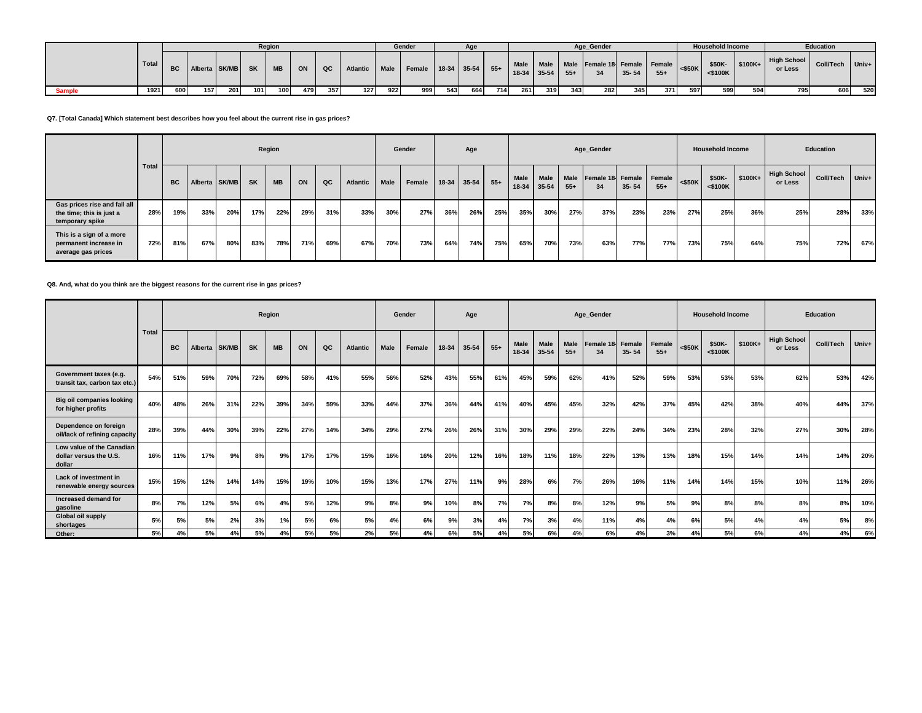| | Total | Region | | | | | | | | Gender | | Age | | | Age_Gender | | | | | | Household Income | | | Education | | |
|---|---|---|---|---|---|---|---|---|---|---|---|---|---|---|---|---|---|---|---|---|---|---|---|---|---|---|
| | | BC | Alberta | SK/MB | SK | MB | ON | QC | Atlantic | Male | Female | 18-34 | 35-54 | 55+ | Male 18-34 | Male 35-54 | Male 55+ | Female 18-34 | Female 35- 54 | Female 55+ | <$50K | $50K-<$100K | $100K+ | High School or Less | Coll/Tech | Univ+ |
| Sample | 1921 | 600 | 157 | 201 | 101 | 100 | 479 | 357 | 127 | 922 | 999 | 543 | 664 | 714 | 261 | 319 | 343 | 282 | 345 | 371 | 597 | 599 | 504 | 795 | 606 | 520 |

**Q7. [Total Canada] Which statement best describes how you feel about the current rise in gas prices?**

| | Total | Region | | | | | | | | Gender | | Age | | | Age_Gender | | | | | | Household Income | | | Education | | |
|---|---|---|---|---|---|---|---|---|---|---|---|---|---|---|---|---|---|---|---|---|---|---|---|---|---|---|
| | | BC | Alberta | SK/MB | SK | MB | ON | QC | Atlantic | Male | Female | 18-34 | 35-54 | 55+ | Male 18-34 | Male 35-54 | Male 55+ | Female 18-34 | Female 35- 54 | Female 55+ | <$50K | $50K-<$100K | $100K+ | High School or Less | Coll/Tech | Univ+ |
| Gas prices rise and fall all the time; this is just a temporary spike | 28% | 19% | 33% | 20% | 17% | 22% | 29% | 31% | 33% | 30% | 27% | 36% | 26% | 25% | 35% | 30% | 27% | 37% | 23% | 23% | 27% | 25% | 36% | 25% | 28% | 33% |
| This is a sign of a more permanent increase in average gas prices | 72% | 81% | 67% | 80% | 83% | 78% | 71% | 69% | 67% | 70% | 73% | 64% | 74% | 75% | 65% | 70% | 73% | 63% | 77% | 77% | 73% | 75% | 64% | 75% | 72% | 67% |

**Q8. And, what do you think are the biggest reasons for the current rise in gas prices?**

| | Total | Region | | | | | | | | Gender | | Age | | | Age_Gender | | | | | | Household Income | | | Education | | |
|---|---|---|---|---|---|---|---|---|---|---|---|---|---|---|---|---|---|---|---|---|---|---|---|---|---|---|
| | | BC | Alberta | SK/MB | SK | MB | ON | QC | Atlantic | Male | Female | 18-34 | 35-54 | 55+ | Male 18-34 | Male 35-54 | Male 55+ | Female 18-34 | Female 35- 54 | Female 55+ | <$50K | $50K-<$100K | $100K+ | High School or Less | Coll/Tech | Univ+ |
| Government taxes (e.g. transit tax, carbon tax etc.) | 54% | 51% | 59% | 70% | 72% | 69% | 58% | 41% | 55% | 56% | 52% | 43% | 55% | 61% | 45% | 59% | 62% | 41% | 52% | 59% | 53% | 53% | 53% | 62% | 53% | 42% |
| Big oil companies looking for higher profits | 40% | 48% | 26% | 31% | 22% | 39% | 34% | 59% | 33% | 44% | 37% | 36% | 44% | 41% | 40% | 45% | 45% | 32% | 42% | 37% | 45% | 42% | 38% | 40% | 44% | 37% |
| Dependence on foreign oil/lack of refining capacity | 28% | 39% | 44% | 30% | 39% | 22% | 27% | 14% | 34% | 29% | 27% | 26% | 26% | 31% | 30% | 29% | 29% | 22% | 24% | 34% | 23% | 28% | 32% | 27% | 30% | 28% |
| Low value of the Canadian dollar versus the U.S. dollar | 16% | 11% | 17% | 9% | 8% | 9% | 17% | 17% | 15% | 16% | 16% | 20% | 12% | 16% | 18% | 11% | 18% | 22% | 13% | 13% | 18% | 15% | 14% | 14% | 14% | 20% |
| Lack of investment in renewable energy sources | 15% | 15% | 12% | 14% | 14% | 15% | 19% | 10% | 15% | 13% | 17% | 27% | 11% | 9% | 28% | 6% | 7% | 26% | 16% | 11% | 14% | 14% | 15% | 10% | 11% | 26% |
| Increased demand for gasoline | 8% | 7% | 12% | 5% | 6% | 4% | 5% | 12% | 9% | 8% | 9% | 10% | 8% | 7% | 7% | 8% | 8% | 12% | 9% | 5% | 9% | 8% | 8% | 8% | 8% | 10% |
| Global oil supply shortages | 5% | 5% | 5% | 2% | 3% | 1% | 5% | 6% | 5% | 4% | 6% | 9% | 3% | 4% | 7% | 3% | 4% | 11% | 4% | 4% | 6% | 5% | 4% | 4% | 5% | 8% |
| Other: | 5% | 4% | 5% | 4% | 5% | 4% | 5% | 5% | 2% | 5% | 4% | 6% | 5% | 4% | 5% | 6% | 4% | 6% | 4% | 3% | 4% | 5% | 6% | 4% | 4% | 6% |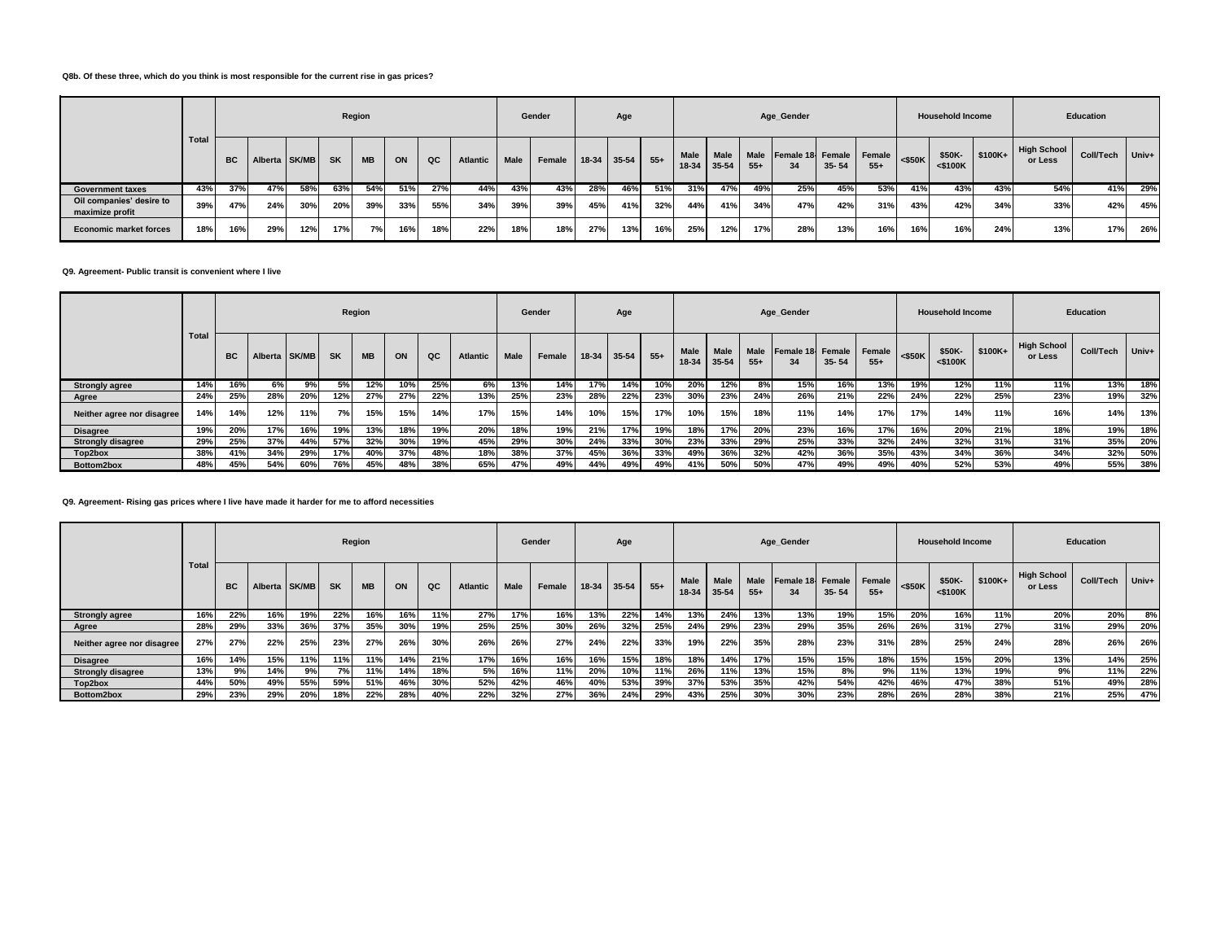**Q8b. Of these three, which do you think is most responsible for the current rise in gas prices?**

| | Total | Region | | | | | | | | Gender | | Age | | | Age_Gender | | | | | | Household Income | | | Education | | |
|---|---|---|---|---|---|---|---|---|---|---|---|---|---|---|---|---|---|---|---|---|---|---|---|---|---|---|
| | | BC | Alberta | SK/MB | SK | MB | ON | QC | Atlantic | Male | Female | 18-34 | 35-54 | 55+ | Male 18-34 | Male 35-54 | Male 55+ | Female 18-34 | Female 35- 54 | Female 55+ | <$50K | $50K-<$100K | $100K+ | High School or Less | Coll/Tech | Univ+ |
| **Government taxes** | 43% | 37% | 47% | 58% | 63% | 54% | 51% | 27% | 44% | 43% | 43% | 28% | 46% | 51% | 31% | 47% | 49% | 25% | 45% | 53% | 41% | 43% | 43% | 54% | 41% | 29% |
| **Oil companies' desire to maximize profit** | 39% | 47% | 24% | 30% | 20% | 39% | 33% | 55% | 34% | 39% | 39% | 45% | 41% | 32% | 44% | 41% | 34% | 47% | 42% | 31% | 43% | 42% | 34% | 33% | 42% | 45% |
| **Economic market forces** | 18% | 16% | 29% | 12% | 17% | 7% | 16% | 18% | 22% | 18% | 18% | 27% | 13% | 16% | 25% | 12% | 17% | 28% | 13% | 16% | 16% | 16% | 24% | 13% | 17% | 26% |

**Q9. Agreement- Public transit is convenient where I live**

| | Total | Region | | | | | | | | Gender | | Age | | | Age_Gender | | | | | | Household Income | | | Education | | |
|---|---|---|---|---|---|---|---|---|---|---|---|---|---|---|---|---|---|---|---|---|---|---|---|---|---|---|
| | | BC | Alberta | SK/MB | SK | MB | ON | QC | Atlantic | Male | Female | 18-34 | 35-54 | 55+ | Male 18-34 | Male 35-54 | Male 55+ | Female 18-34 | Female 35- 54 | Female 55+ | <$50K | $50K-<$100K | $100K+ | High School or Less | Coll/Tech | Univ+ |
| **Strongly agree** | 14% | 16% | 6% | 9% | 5% | 12% | 10% | 25% | 6% | 13% | 14% | 17% | 14% | 10% | 20% | 12% | 8% | 15% | 16% | 13% | 19% | 12% | 11% | 11% | 13% | 18% |
| **Agree** | 24% | 25% | 28% | 20% | 12% | 27% | 27% | 22% | 13% | 25% | 23% | 28% | 22% | 23% | 30% | 23% | 24% | 26% | 21% | 22% | 24% | 22% | 25% | 23% | 19% | 32% |
| **Neither agree nor disagree** | 14% | 14% | 12% | 11% | 7% | 15% | 15% | 14% | 17% | 15% | 14% | 10% | 15% | 17% | 10% | 15% | 18% | 11% | 14% | 17% | 17% | 14% | 11% | 16% | 14% | 13% |
| **Disagree** | 19% | 20% | 17% | 16% | 19% | 13% | 18% | 19% | 20% | 18% | 19% | 21% | 17% | 19% | 18% | 17% | 20% | 23% | 16% | 17% | 16% | 20% | 21% | 18% | 19% | 18% |
| **Strongly disagree** | 29% | 25% | 37% | 44% | 57% | 32% | 30% | 19% | 45% | 29% | 30% | 24% | 33% | 30% | 23% | 33% | 29% | 25% | 33% | 32% | 24% | 32% | 31% | 31% | 35% | 20% |
| **Top2box** | 38% | 41% | 34% | 29% | 17% | 40% | 37% | 48% | 18% | 38% | 37% | 45% | 36% | 33% | 49% | 36% | 32% | 42% | 36% | 35% | 43% | 34% | 36% | 34% | 32% | 50% |
| **Bottom2box** | 48% | 45% | 54% | 60% | 76% | 45% | 48% | 38% | 65% | 47% | 49% | 44% | 49% | 49% | 41% | 50% | 50% | 47% | 49% | 49% | 40% | 52% | 53% | 49% | 55% | 38% |

**Q9. Agreement- Rising gas prices where I live have made it harder for me to afford necessities**

| | Total | Region | | | | | | | | Gender | | Age | | | Age_Gender | | | | | | Household Income | | | Education | | |
|---|---|---|---|---|---|---|---|---|---|---|---|---|---|---|---|---|---|---|---|---|---|---|---|---|---|---|
| | | BC | Alberta | SK/MB | SK | MB | ON | QC | Atlantic | Male | Female | 18-34 | 35-54 | 55+ | Male 18-34 | Male 35-54 | Male 55+ | Female 18-34 | Female 35- 54 | Female 55+ | <$50K | $50K-<$100K | $100K+ | High School or Less | Coll/Tech | Univ+ |
| **Strongly agree** | 16% | 22% | 16% | 19% | 22% | 16% | 16% | 11% | 27% | 17% | 16% | 13% | 22% | 14% | 13% | 24% | 13% | 13% | 19% | 15% | 20% | 16% | 11% | 20% | 20% | 8% |
| **Agree** | 28% | 29% | 33% | 36% | 37% | 35% | 30% | 19% | 25% | 25% | 30% | 26% | 32% | 25% | 24% | 29% | 23% | 29% | 35% | 26% | 26% | 31% | 27% | 31% | 29% | 20% |
| **Neither agree nor disagree** | 27% | 27% | 22% | 25% | 23% | 27% | 26% | 30% | 26% | 26% | 27% | 24% | 22% | 33% | 19% | 22% | 35% | 28% | 23% | 31% | 28% | 25% | 24% | 28% | 26% | 26% |
| **Disagree** | 16% | 14% | 15% | 11% | 11% | 11% | 14% | 21% | 17% | 16% | 16% | 16% | 15% | 18% | 18% | 14% | 17% | 15% | 15% | 18% | 15% | 15% | 20% | 13% | 14% | 25% |
| **Strongly disagree** | 13% | 9% | 14% | 9% | 7% | 11% | 14% | 18% | 5% | 16% | 11% | 20% | 10% | 11% | 26% | 11% | 13% | 15% | 8% | 9% | 11% | 13% | 19% | 9% | 11% | 22% |
| **Top2box** | 44% | 50% | 49% | 55% | 59% | 51% | 46% | 30% | 52% | 42% | 46% | 40% | 53% | 39% | 37% | 53% | 35% | 42% | 54% | 42% | 46% | 47% | 38% | 51% | 49% | 28% |
| **Bottom2box** | 29% | 23% | 29% | 20% | 18% | 22% | 28% | 40% | 22% | 32% | 27% | 36% | 24% | 29% | 43% | 25% | 30% | 30% | 23% | 28% | 26% | 28% | 38% | 21% | 25% | 47% |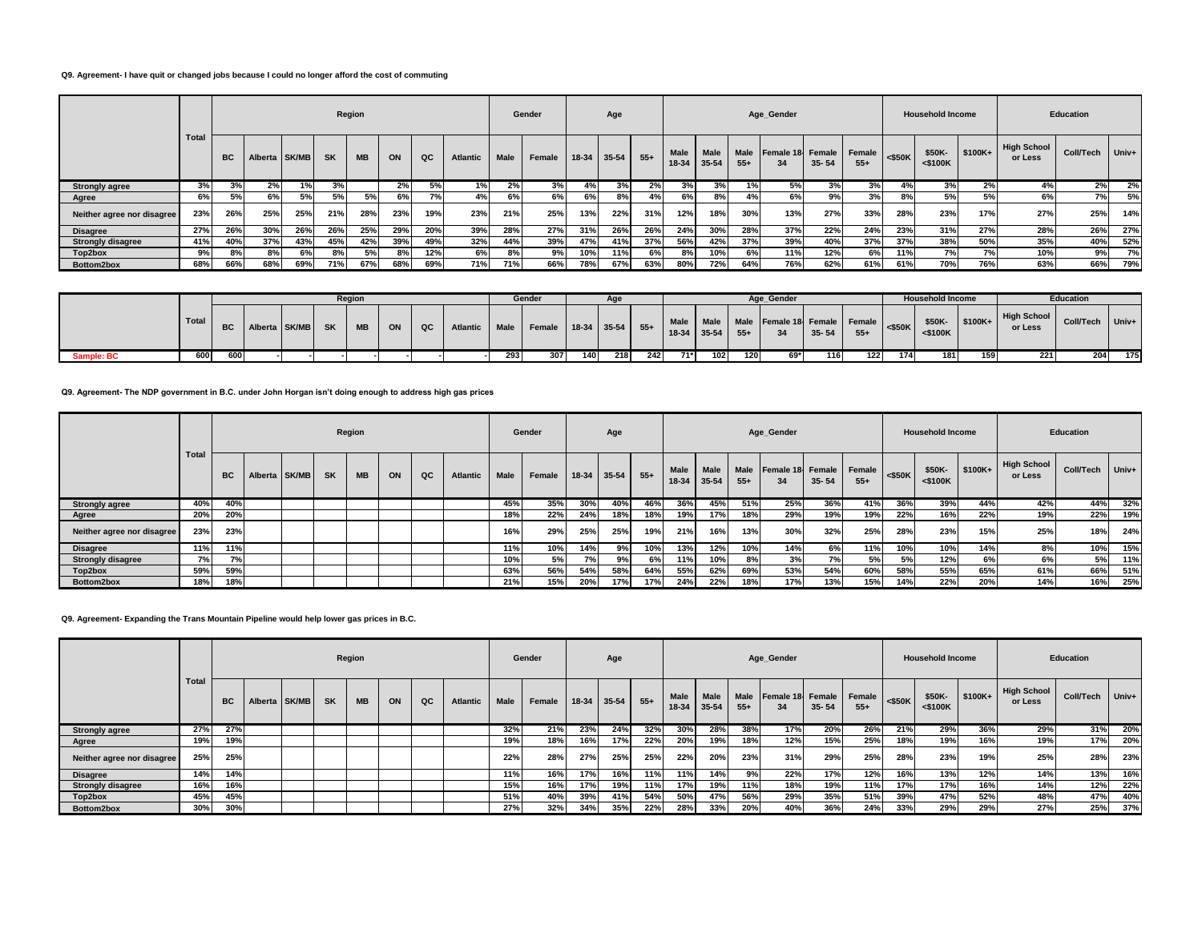**Q9. Agreement- I have quit or changed jobs because I could no longer afford the cost of commuting**

| | Total | Region | | | | | | | | Gender | | Age | | | Age_Gender | | | | | | Household Income | | | Education | | |
|---|---|---|---|---|---|---|---|---|---|---|---|---|---|---|---|---|---|---|---|---|---|---|---|---|---|---|
| | | BC | Alberta | SK/MB | SK | MB | ON | QC | Atlantic | Male | Female | 18-34 | 35-54 | 55+ | Male 18-34 | Male 35-54 | Male 55+ | Female 18-34 | Female 35- 54 | Female 55+ | <$50K | $50K-<$100K | $100K+ | High School or Less | Coll/Tech | Univ+ |
| Strongly agree | 3% | 3% | 2% | 1% | 3% | | 2% | 5% | 1% | 2% | 3% | 4% | 3% | 2% | 3% | 3% | 1% | 5% | 3% | 3% | 4% | 3% | 2% | 4% | 2% | 2% |
| Agree | 6% | 5% | 6% | 5% | 5% | 5% | 6% | 7% | 4% | 6% | 6% | 6% | 8% | 4% | 6% | 8% | 4% | 6% | 9% | 3% | 8% | 5% | 5% | 6% | 7% | 5% |
| Neither agree nor disagree | 23% | 26% | 25% | 25% | 21% | 28% | 23% | 19% | 23% | 21% | 25% | 13% | 22% | 31% | 12% | 18% | 30% | 13% | 27% | 33% | 28% | 23% | 17% | 27% | 25% | 14% |
| Disagree | 27% | 26% | 30% | 26% | 26% | 25% | 29% | 20% | 39% | 28% | 27% | 31% | 26% | 26% | 24% | 30% | 28% | 37% | 22% | 24% | 23% | 31% | 27% | 28% | 26% | 27% |
| Strongly disagree | 41% | 40% | 37% | 43% | 45% | 42% | 39% | 49% | 32% | 44% | 39% | 47% | 41% | 37% | 56% | 42% | 37% | 39% | 40% | 37% | 37% | 38% | 50% | 35% | 40% | 52% |
| Top2box | 9% | 8% | 8% | 6% | 8% | 5% | 8% | 12% | 6% | 8% | 9% | 10% | 11% | 6% | 8% | 10% | 6% | 11% | 12% | 6% | 11% | 7% | 7% | 10% | 9% | 7% |
| Bottom2box | 68% | 66% | 68% | 69% | 71% | 67% | 68% | 69% | 71% | 71% | 66% | 78% | 67% | 63% | 80% | 72% | 64% | 76% | 62% | 61% | 61% | 70% | 76% | 63% | 66% | 79% |

| | Total | Region | | | | | | | | Gender | | Age | | | Age_Gender | | | | | | Household Income | | | Education | | |
|---|---|---|---|---|---|---|---|---|---|---|---|---|---|---|---|---|---|---|---|---|---|---|---|---|---|---|
| | | BC | Alberta | SK/MB | SK | MB | ON | QC | Atlantic | Male | Female | 18-34 | 35-54 | 55+ | Male 18-34 | Male 35-54 | Male 55+ | Female 18-34 | Female 35- 54 | Female 55+ | <$50K | $50K-<$100K | $100K+ | High School or Less | Coll/Tech | Univ+ |
| Sample: BC | 600 | 600 | - | - | - | - | - | - | - | 293 | 307 | 140 | 218 | 242 | 71* | 102 | 120 | 69* | 116 | 122 | 174 | 181 | 159 | 221 | 204 | 175 |

**Q9. Agreement- The NDP government in B.C. under John Horgan isn't doing enough to address high gas prices**

| | Total | Region | | | | | | | | Gender | | Age | | | Age_Gender | | | | | | Household Income | | | Education | | |
|---|---|---|---|---|---|---|---|---|---|---|---|---|---|---|---|---|---|---|---|---|---|---|---|---|---|---|
| | | BC | Alberta | SK/MB | SK | MB | ON | QC | Atlantic | Male | Female | 18-34 | 35-54 | 55+ | Male 18-34 | Male 35-54 | Male 55+ | Female 18-34 | Female 35- 54 | Female 55+ | <$50K | $50K-<$100K | $100K+ | High School or Less | Coll/Tech | Univ+ |
| Strongly agree | 40% | 40% | | | | | | | | 45% | 35% | 30% | 40% | 46% | 36% | 45% | 51% | 25% | 36% | 41% | 36% | 39% | 44% | 42% | 44% | 32% |
| Agree | 20% | 20% | | | | | | | | 18% | 22% | 24% | 18% | 18% | 19% | 17% | 18% | 29% | 19% | 19% | 22% | 16% | 22% | 19% | 22% | 19% |
| Neither agree nor disagree | 23% | 23% | | | | | | | | 16% | 29% | 25% | 25% | 19% | 21% | 16% | 13% | 30% | 32% | 25% | 28% | 23% | 15% | 25% | 18% | 24% |
| Disagree | 11% | 11% | | | | | | | | 11% | 10% | 14% | 9% | 10% | 13% | 12% | 10% | 14% | 6% | 11% | 10% | 10% | 14% | 8% | 10% | 15% |
| Strongly disagree | 7% | 7% | | | | | | | | 10% | 5% | 7% | 9% | 6% | 11% | 10% | 8% | 3% | 7% | 5% | 5% | 12% | 6% | 6% | 5% | 11% |
| Top2box | 59% | 59% | | | | | | | | 63% | 56% | 54% | 58% | 64% | 55% | 62% | 69% | 53% | 54% | 60% | 58% | 55% | 65% | 61% | 66% | 51% |
| Bottom2box | 18% | 18% | | | | | | | | 21% | 15% | 20% | 17% | 17% | 24% | 22% | 18% | 17% | 13% | 15% | 14% | 22% | 20% | 14% | 16% | 25% |

**Q9. Agreement- Expanding the Trans Mountain Pipeline would help lower gas prices in B.C.**

| | Total | Region | | | | | | | | Gender | | Age | | | Age_Gender | | | | | | Household Income | | | Education | | |
|---|---|---|---|---|---|---|---|---|---|---|---|---|---|---|---|---|---|---|---|---|---|---|---|---|---|---|
| | | BC | Alberta | SK/MB | SK | MB | ON | QC | Atlantic | Male | Female | 18-34 | 35-54 | 55+ | Male 18-34 | Male 35-54 | Male 55+ | Female 18-34 | Female 35- 54 | Female 55+ | <$50K | $50K-<$100K | $100K+ | High School or Less | Coll/Tech | Univ+ |
| Strongly agree | 27% | 27% | | | | | | | | 32% | 21% | 23% | 24% | 32% | 30% | 28% | 38% | 17% | 20% | 26% | 21% | 29% | 36% | 29% | 31% | 20% |
| Agree | 19% | 19% | | | | | | | | 19% | 18% | 16% | 17% | 22% | 20% | 19% | 18% | 12% | 15% | 25% | 18% | 19% | 16% | 19% | 17% | 20% |
| Neither agree nor disagree | 25% | 25% | | | | | | | | 22% | 28% | 27% | 25% | 25% | 22% | 20% | 23% | 31% | 29% | 25% | 28% | 23% | 19% | 25% | 28% | 23% |
| Disagree | 14% | 14% | | | | | | | | 11% | 16% | 17% | 16% | 11% | 11% | 14% | 9% | 22% | 17% | 12% | 16% | 13% | 12% | 14% | 13% | 16% |
| Strongly disagree | 16% | 16% | | | | | | | | 15% | 16% | 17% | 19% | 11% | 17% | 19% | 11% | 18% | 19% | 11% | 17% | 17% | 16% | 14% | 12% | 22% |
| Top2box | 45% | 45% | | | | | | | | 51% | 40% | 39% | 41% | 54% | 50% | 47% | 56% | 29% | 35% | 51% | 39% | 47% | 52% | 48% | 47% | 40% |
| Bottom2box | 30% | 30% | | | | | | | | 27% | 32% | 34% | 35% | 22% | 28% | 33% | 20% | 40% | 36% | 24% | 33% | 29% | 29% | 27% | 25% | 37% |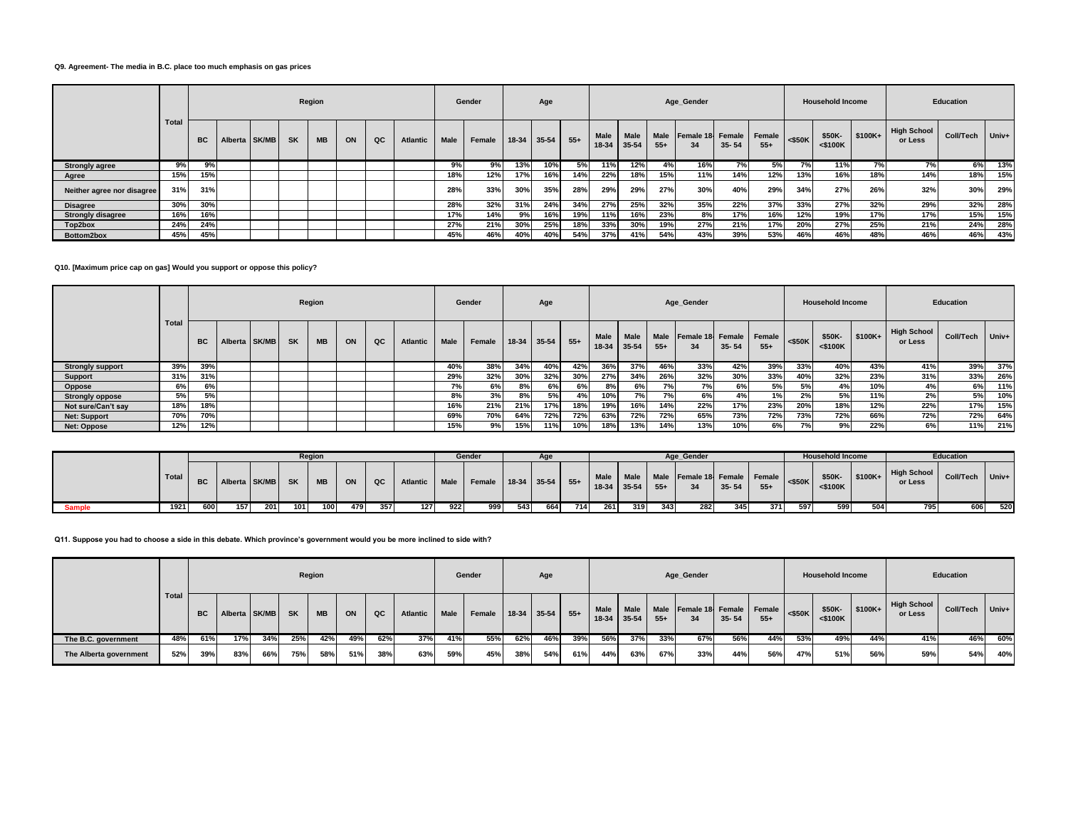**Q9. Agreement- The media in B.C. place too much emphasis on gas prices**

| | Total | Region | | | | | | | | Gender | | Age | | | Age_Gender | | | | | | Household Income | | | Education | | |
|---|---|---|---|---|---|---|---|---|---|---|---|---|---|---|---|---|---|---|---|---|---|---|---|---|---|---|
| | | BC | Alberta | SK/MB | SK | MB | ON | QC | Atlantic | Male | Female | 18-34 | 35-54 | 55+ | Male 18-34 | Male 35-54 | Male 55+ | Female 18-34 | Female 35- 54 | Female 55+ | <$50K | $50K-<$100K | $100K+ | High School or Less | Coll/Tech | Univ+ |
| Strongly agree | 9% | 9% | | | | | | | | 9% | 9% | 13% | 10% | 5% | 11% | 12% | 4% | 16% | 7% | 5% | 7% | 11% | 7% | 7% | 6% | 13% |
| Agree | 15% | 15% | | | | | | | | 18% | 12% | 17% | 16% | 14% | 22% | 18% | 15% | 11% | 14% | 12% | 13% | 16% | 18% | 14% | 18% | 15% |
| Neither agree nor disagree | 31% | 31% | | | | | | | | 28% | 33% | 30% | 35% | 28% | 29% | 29% | 27% | 30% | 40% | 29% | 34% | 27% | 26% | 32% | 30% | 29% |
| Disagree | 30% | 30% | | | | | | | | 28% | 32% | 31% | 24% | 34% | 27% | 25% | 32% | 35% | 22% | 37% | 33% | 27% | 32% | 29% | 32% | 28% |
| Strongly disagree | 16% | 16% | | | | | | | | 17% | 14% | 9% | 16% | 19% | 11% | 16% | 23% | 8% | 17% | 16% | 12% | 19% | 17% | 17% | 15% | 15% |
| Top2box | 24% | 24% | | | | | | | | 27% | 21% | 30% | 25% | 18% | 33% | 30% | 19% | 27% | 21% | 17% | 20% | 27% | 25% | 21% | 24% | 28% |
| Bottom2box | 45% | 45% | | | | | | | | 45% | 46% | 40% | 40% | 54% | 37% | 41% | 54% | 43% | 39% | 53% | 46% | 46% | 48% | 46% | 46% | 43% |

**Q10. [Maximum price cap on gas] Would you support or oppose this policy?**

| | Total | Region | | | | | | | | Gender | | Age | | | Age_Gender | | | | | | Household Income | | | Education | | |
|---|---|---|---|---|---|---|---|---|---|---|---|---|---|---|---|---|---|---|---|---|---|---|---|---|---|---|
| | | BC | Alberta | SK/MB | SK | MB | ON | QC | Atlantic | Male | Female | 18-34 | 35-54 | 55+ | Male 18-34 | Male 35-54 | Male 55+ | Female 18-34 | Female 35- 54 | Female 55+ | <$50K | $50K-<$100K | $100K+ | High School or Less | Coll/Tech | Univ+ |
| Strongly support | 39% | 39% | | | | | | | | 40% | 38% | 34% | 40% | 42% | 36% | 37% | 46% | 33% | 42% | 39% | 33% | 40% | 43% | 41% | 39% | 37% |
| Support | 31% | 31% | | | | | | | | 29% | 32% | 30% | 32% | 30% | 27% | 34% | 26% | 32% | 30% | 33% | 40% | 32% | 23% | 31% | 33% | 26% |
| Oppose | 6% | 6% | | | | | | | | 7% | 6% | 8% | 6% | 6% | 8% | 6% | 7% | 7% | 6% | 5% | 5% | 4% | 10% | 4% | 6% | 11% |
| Strongly oppose | 5% | 5% | | | | | | | | 8% | 3% | 8% | 5% | 4% | 10% | 7% | 7% | 6% | 4% | 1% | 2% | 5% | 11% | 2% | 5% | 10% |
| Not sure/Can't say | 18% | 18% | | | | | | | | 16% | 21% | 21% | 17% | 18% | 19% | 16% | 14% | 22% | 17% | 23% | 20% | 18% | 12% | 22% | 17% | 15% |
| Net: Support | 70% | 70% | | | | | | | | 69% | 70% | 64% | 72% | 72% | 63% | 72% | 72% | 65% | 73% | 72% | 73% | 72% | 66% | 72% | 72% | 64% |
| Net: Oppose | 12% | 12% | | | | | | | | 15% | 9% | 15% | 11% | 10% | 18% | 13% | 14% | 13% | 10% | 6% | 7% | 9% | 22% | 6% | 11% | 21% |

| | Total | Region | | | | | | | | Gender | | Age | | | Age_Gender | | | | | | Household Income | | | Education | | |
|---|---|---|---|---|---|---|---|---|---|---|---|---|---|---|---|---|---|---|---|---|---|---|---|---|---|---|
| | | BC | Alberta | SK/MB | SK | MB | ON | QC | Atlantic | Male | Female | 18-34 | 35-54 | 55+ | Male 18-34 | Male 35-54 | Male 55+ | Female 18-34 | Female 35- 54 | Female 55+ | <$50K | $50K-<$100K | $100K+ | High School or Less | Coll/Tech | Univ+ |
| Sample | 1921 | 600 | 157 | 201 | 101 | 100 | 479 | 357 | 127 | 922 | 999 | 543 | 664 | 714 | 261 | 319 | 343 | 282 | 345 | 371 | 597 | 599 | 504 | 795 | 606 | 520 |

**Q11. Suppose you had to choose a side in this debate. Which province's government would you be more inclined to side with?**

| | Total | Region | | | | | | | | Gender | | Age | | | Age_Gender | | | | | | Household Income | | | Education | | |
|---|---|---|---|---|---|---|---|---|---|---|---|---|---|---|---|---|---|---|---|---|---|---|---|---|---|---|
| | | BC | Alberta | SK/MB | SK | MB | ON | QC | Atlantic | Male | Female | 18-34 | 35-54 | 55+ | Male 18-34 | Male 35-54 | Male 55+ | Female 18-34 | Female 35- 54 | Female 55+ | <$50K | $50K-<$100K | $100K+ | High School or Less | Coll/Tech | Univ+ |
| The B.C. government | 48% | 61% | 17% | 34% | 25% | 42% | 49% | 62% | 37% | 41% | 55% | 62% | 46% | 39% | 56% | 37% | 33% | 67% | 56% | 44% | 53% | 49% | 44% | 41% | 46% | 60% |
| The Alberta government | 52% | 39% | 83% | 66% | 75% | 58% | 51% | 38% | 63% | 59% | 45% | 38% | 54% | 61% | 44% | 63% | 67% | 33% | 44% | 56% | 47% | 51% | 56% | 59% | 54% | 40% |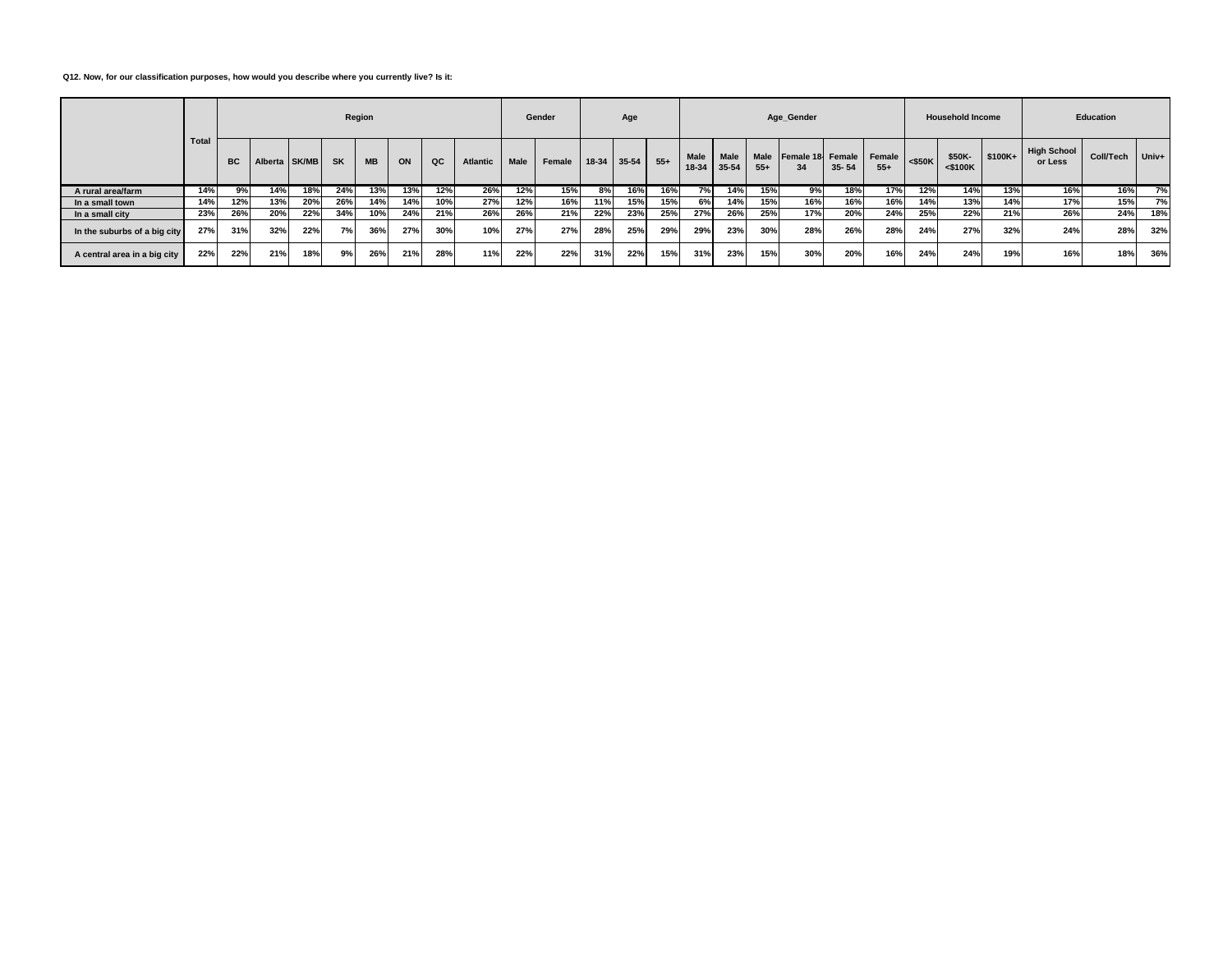**Q12. Now, for our classification purposes, how would you describe where you currently live? Is it:**

| | Total | Region | | | | | | | | Gender | | Age | | | Age_Gender | | | | | | Household Income | | | Education | | |
|---|---|---|---|---|---|---|---|---|---|---|---|---|---|---|---|---|---|---|---|---|---|---|---|---|---|---|
| | | BC | Alberta | SK/MB | SK | MB | ON | QC | Atlantic | Male | Female | 18-34 | 35-54 | 55+ | Male 18-34 | Male 35-54 | Male 55+ | Female 18-34 | Female 35- 54 | Female 55+ | <$50K | $50K-<$100K | $100K+ | High School or Less | Coll/Tech | Univ+ |
| A rural area/farm | 14% | 9% | 14% | 18% | 24% | 13% | 13% | 12% | 26% | 12% | 15% | 8% | 16% | 16% | 7% | 14% | 15% | 9% | 18% | 17% | 12% | 14% | 13% | 16% | 16% | 7% |
| In a small town | 14% | 12% | 13% | 20% | 26% | 14% | 14% | 10% | 27% | 12% | 16% | 11% | 15% | 15% | 6% | 14% | 15% | 16% | 16% | 16% | 14% | 13% | 14% | 17% | 15% | 7% |
| In a small city | 23% | 26% | 20% | 22% | 34% | 10% | 24% | 21% | 26% | 26% | 21% | 22% | 23% | 25% | 27% | 26% | 25% | 17% | 20% | 24% | 25% | 22% | 21% | 26% | 24% | 18% |
| In the suburbs of a big city | 27% | 31% | 32% | 22% | 7% | 36% | 27% | 30% | 10% | 27% | 27% | 28% | 25% | 29% | 29% | 23% | 30% | 28% | 26% | 28% | 24% | 27% | 32% | 24% | 28% | 32% |
| A central area in a big city | 22% | 22% | 21% | 18% | 9% | 26% | 21% | 28% | 11% | 22% | 22% | 31% | 22% | 15% | 31% | 23% | 15% | 30% | 20% | 16% | 24% | 24% | 19% | 16% | 18% | 36% |